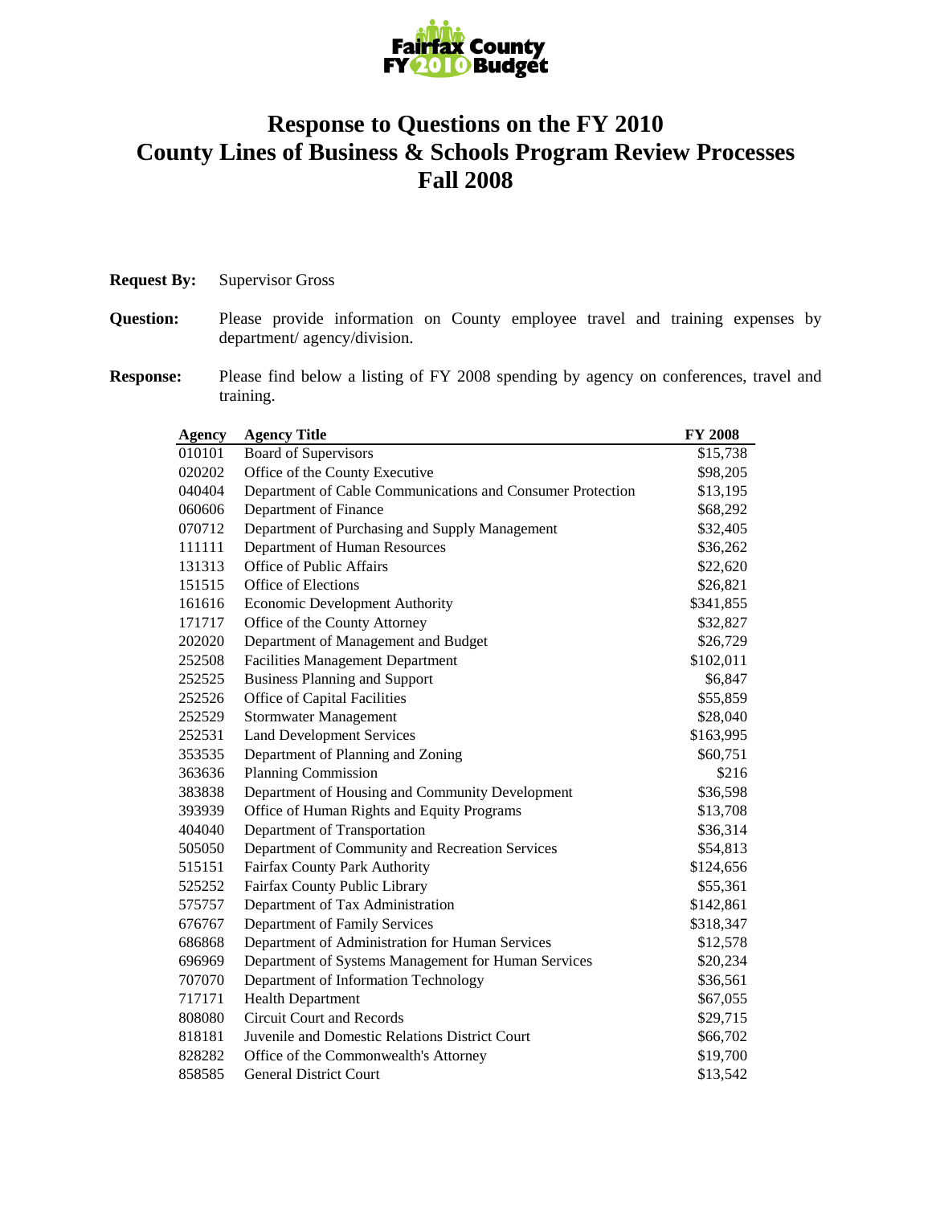# Response to Questions on the FY 2010 County Lines of Business & Schools Program Review Processes Fall 2008

**Request By:** Supervisor Gross

**Question:** Please provide information on County employee travel and training expenses by department/ agency/division.

**Response:** Please find below a listing of FY 2008 spending by agency on conferences, travel and training.

| Agency | Agency Title | FY 2008 |
|---|---|---|
| 010101 | Board of Supervisors | $15,738 |
| 020202 | Office of the County Executive | $98,205 |
| 040404 | Department of Cable Communications and Consumer Protection | $13,195 |
| 060606 | Department of Finance | $68,292 |
| 070712 | Department of Purchasing and Supply Management | $32,405 |
| 111111 | Department of Human Resources | $36,262 |
| 131313 | Office of Public Affairs | $22,620 |
| 151515 | Office of Elections | $26,821 |
| 161616 | Economic Development Authority | $341,855 |
| 171717 | Office of the County Attorney | $32,827 |
| 202020 | Department of Management and Budget | $26,729 |
| 252508 | Facilities Management Department | $102,011 |
| 252525 | Business Planning and Support | $6,847 |
| 252526 | Office of Capital Facilities | $55,859 |
| 252529 | Stormwater Management | $28,040 |
| 252531 | Land Development Services | $163,995 |
| 353535 | Department of Planning and Zoning | $60,751 |
| 363636 | Planning Commission | $216 |
| 383838 | Department of Housing and Community Development | $36,598 |
| 393939 | Office of Human Rights and Equity Programs | $13,708 |
| 404040 | Department of Transportation | $36,314 |
| 505050 | Department of Community and Recreation Services | $54,813 |
| 515151 | Fairfax County Park Authority | $124,656 |
| 525252 | Fairfax County Public Library | $55,361 |
| 575757 | Department of Tax Administration | $142,861 |
| 676767 | Department of Family Services | $318,347 |
| 686868 | Department of Administration for Human Services | $12,578 |
| 696969 | Department of Systems Management for Human Services | $20,234 |
| 707070 | Department of Information Technology | $36,561 |
| 717171 | Health Department | $67,055 |
| 808080 | Circuit Court and Records | $29,715 |
| 818181 | Juvenile and Domestic Relations District Court | $66,702 |
| 828282 | Office of the Commonwealth's Attorney | $19,700 |
| 858585 | General District Court | $13,542 |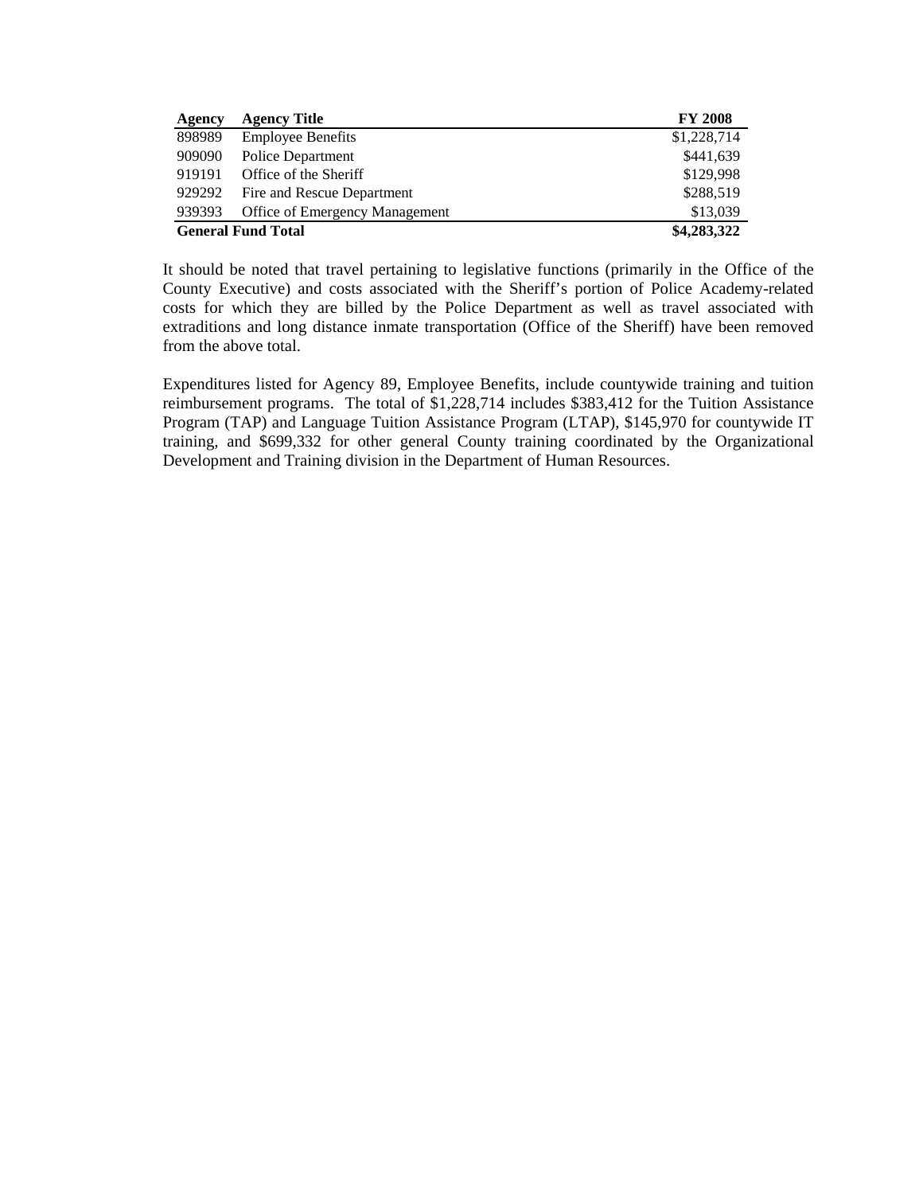| Agency | Agency Title | FY 2008 |
|---|---|---|
| 898989 | Employee Benefits | $1,228,714 |
| 909090 | Police Department | $441,639 |
| 919191 | Office of the Sheriff | $129,998 |
| 929292 | Fire and Rescue Department | $288,519 |
| 939393 | Office of Emergency Management | $13,039 |
| **General Fund Total** | | **$4,283,322** |

It should be noted that travel pertaining to legislative functions (primarily in the Office of the County Executive) and costs associated with the Sheriff's portion of Police Academy-related costs for which they are billed by the Police Department as well as travel associated with extraditions and long distance inmate transportation (Office of the Sheriff) have been removed from the above total.

Expenditures listed for Agency 89, Employee Benefits, include countywide training and tuition reimbursement programs. The total of $1,228,714 includes $383,412 for the Tuition Assistance Program (TAP) and Language Tuition Assistance Program (LTAP), $145,970 for countywide IT training, and $699,332 for other general County training coordinated by the Organizational Development and Training division in the Department of Human Resources.